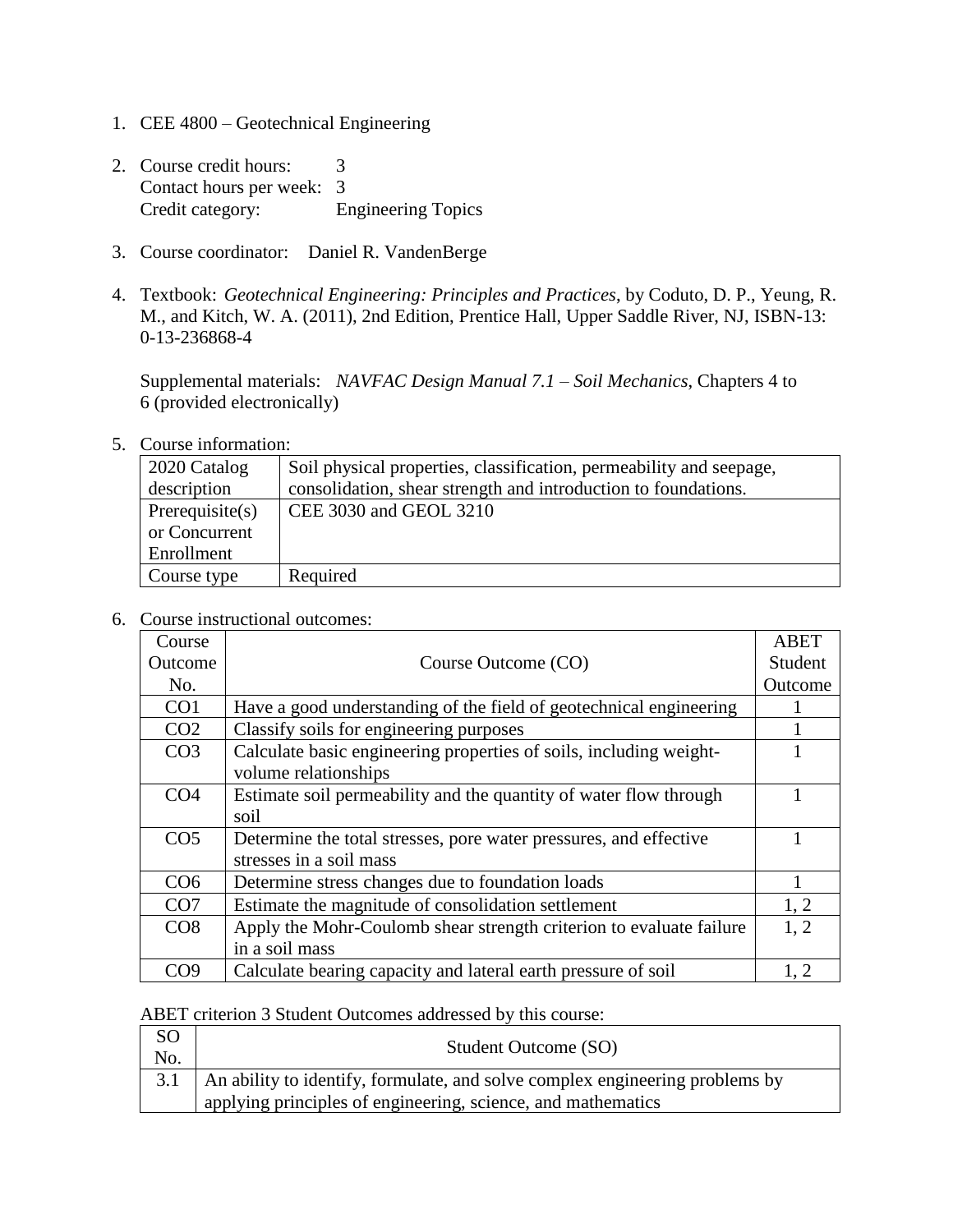1. CEE 4800 – Geotechnical Engineering

2. Course credit hours: 3
   Contact hours per week: 3
   Credit category: Engineering Topics

3. Course coordinator: Daniel R. VandenBerge

4. Textbook: *Geotechnical Engineering: Principles and Practices*, by Coduto, D. P., Yeung, R. M., and Kitch, W. A. (2011), 2nd Edition, Prentice Hall, Upper Saddle River, NJ, ISBN-13: 0-13-236868-4

   Supplemental materials: *NAVFAC Design Manual 7.1 – Soil Mechanics*, Chapters 4 to 6 (provided electronically)

5. Course information:

| 2020 Catalog description | Soil physical properties, classification, permeability and seepage, consolidation, shear strength and introduction to foundations. |
|---|---|
| Prerequisite(s) or Concurrent Enrollment | CEE 3030 and GEOL 3210 |
| Course type | Required |

6. Course instructional outcomes:

| Course Outcome No. | Course Outcome (CO) | ABET Student Outcome |
|---|---|---|
| CO1 | Have a good understanding of the field of geotechnical engineering | 1 |
| CO2 | Classify soils for engineering purposes | 1 |
| CO3 | Calculate basic engineering properties of soils, including weight-volume relationships | 1 |
| CO4 | Estimate soil permeability and the quantity of water flow through soil | 1 |
| CO5 | Determine the total stresses, pore water pressures, and effective stresses in a soil mass | 1 |
| CO6 | Determine stress changes due to foundation loads | 1 |
| CO7 | Estimate the magnitude of consolidation settlement | 1, 2 |
| CO8 | Apply the Mohr-Coulomb shear strength criterion to evaluate failure in a soil mass | 1, 2 |
| CO9 | Calculate bearing capacity and lateral earth pressure of soil | 1, 2 |

ABET criterion 3 Student Outcomes addressed by this course:

| SO No. | Student Outcome (SO) |
|---|---|
| 3.1 | An ability to identify, formulate, and solve complex engineering problems by applying principles of engineering, science, and mathematics |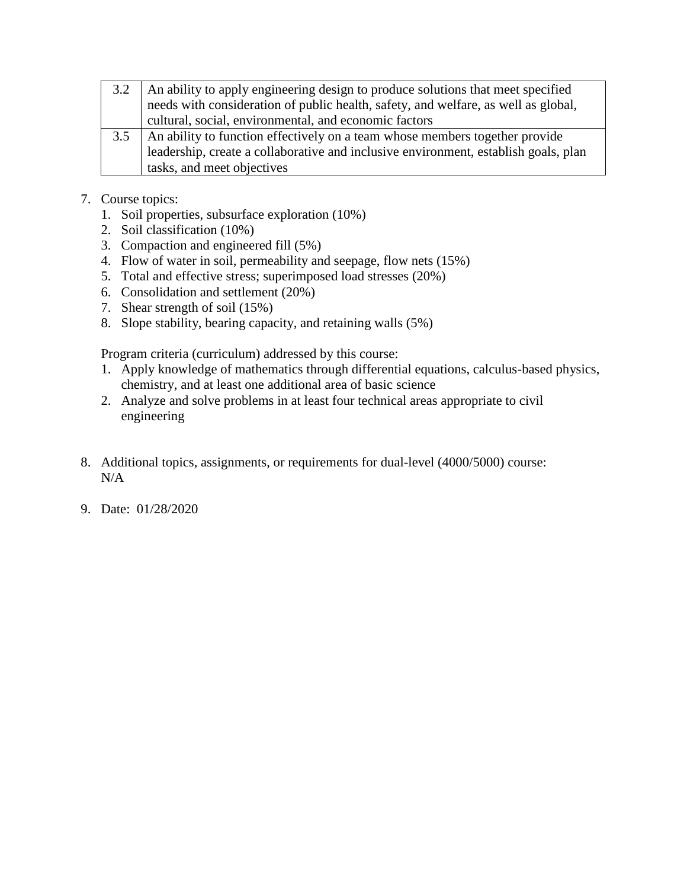| | |
|---|---|
| 3.2 | An ability to apply engineering design to produce solutions that meet specified needs with consideration of public health, safety, and welfare, as well as global, cultural, social, environmental, and economic factors |
| 3.5 | An ability to function effectively on a team whose members together provide leadership, create a collaborative and inclusive environment, establish goals, plan tasks, and meet objectives |

7. Course topics:
   1. Soil properties, subsurface exploration (10%)
   2. Soil classification (10%)
   3. Compaction and engineered fill (5%)
   4. Flow of water in soil, permeability and seepage, flow nets (15%)
   5. Total and effective stress; superimposed load stresses (20%)
   6. Consolidation and settlement (20%)
   7. Shear strength of soil (15%)
   8. Slope stability, bearing capacity, and retaining walls (5%)

   Program criteria (curriculum) addressed by this course:
   1. Apply knowledge of mathematics through differential equations, calculus-based physics, chemistry, and at least one additional area of basic science
   2. Analyze and solve problems in at least four technical areas appropriate to civil engineering

8. Additional topics, assignments, or requirements for dual-level (4000/5000) course:
   N/A

9. Date: 01/28/2020